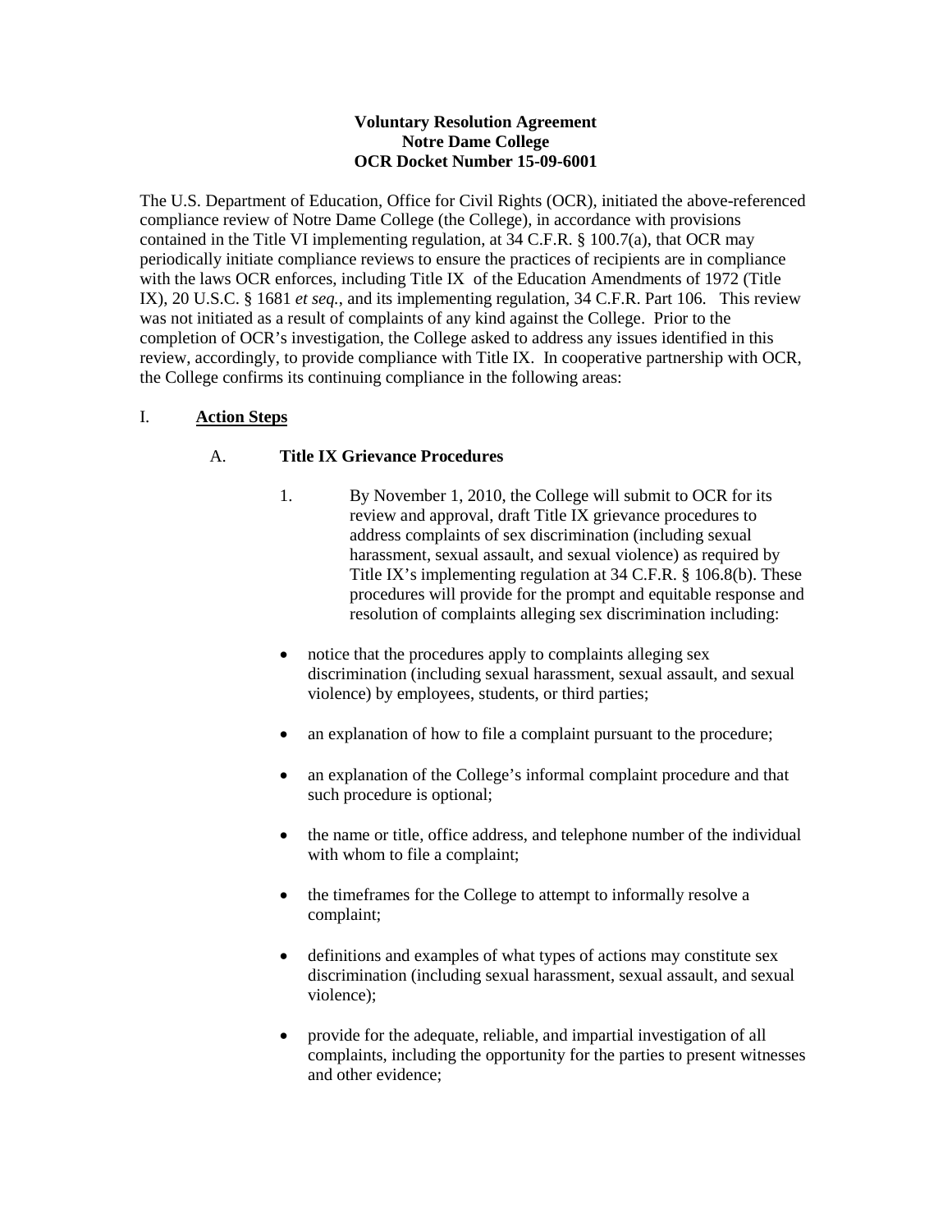**Voluntary Resolution Agreement**
**Notre Dame College**
**OCR Docket Number 15-09-6001**

The U.S. Department of Education, Office for Civil Rights (OCR), initiated the above-referenced compliance review of Notre Dame College (the College), in accordance with provisions contained in the Title VI implementing regulation, at 34 C.F.R. § 100.7(a), that OCR may periodically initiate compliance reviews to ensure the practices of recipients are in compliance with the laws OCR enforces, including Title IX of the Education Amendments of 1972 (Title IX), 20 U.S.C. § 1681 *et seq.*, and its implementing regulation, 34 C.F.R. Part 106. This review was not initiated as a result of complaints of any kind against the College. Prior to the completion of OCR's investigation, the College asked to address any issues identified in this review, accordingly, to provide compliance with Title IX. In cooperative partnership with OCR, the College confirms its continuing compliance in the following areas:

I. **Action Steps**

A. **Title IX Grievance Procedures**

1. By November 1, 2010, the College will submit to OCR for its review and approval, draft Title IX grievance procedures to address complaints of sex discrimination (including sexual harassment, sexual assault, and sexual violence) as required by Title IX's implementing regulation at 34 C.F.R. § 106.8(b). These procedures will provide for the prompt and equitable response and resolution of complaints alleging sex discrimination including:

- notice that the procedures apply to complaints alleging sex discrimination (including sexual harassment, sexual assault, and sexual violence) by employees, students, or third parties;
- an explanation of how to file a complaint pursuant to the procedure;
- an explanation of the College's informal complaint procedure and that such procedure is optional;
- the name or title, office address, and telephone number of the individual with whom to file a complaint;
- the timeframes for the College to attempt to informally resolve a complaint;
- definitions and examples of what types of actions may constitute sex discrimination (including sexual harassment, sexual assault, and sexual violence);
- provide for the adequate, reliable, and impartial investigation of all complaints, including the opportunity for the parties to present witnesses and other evidence;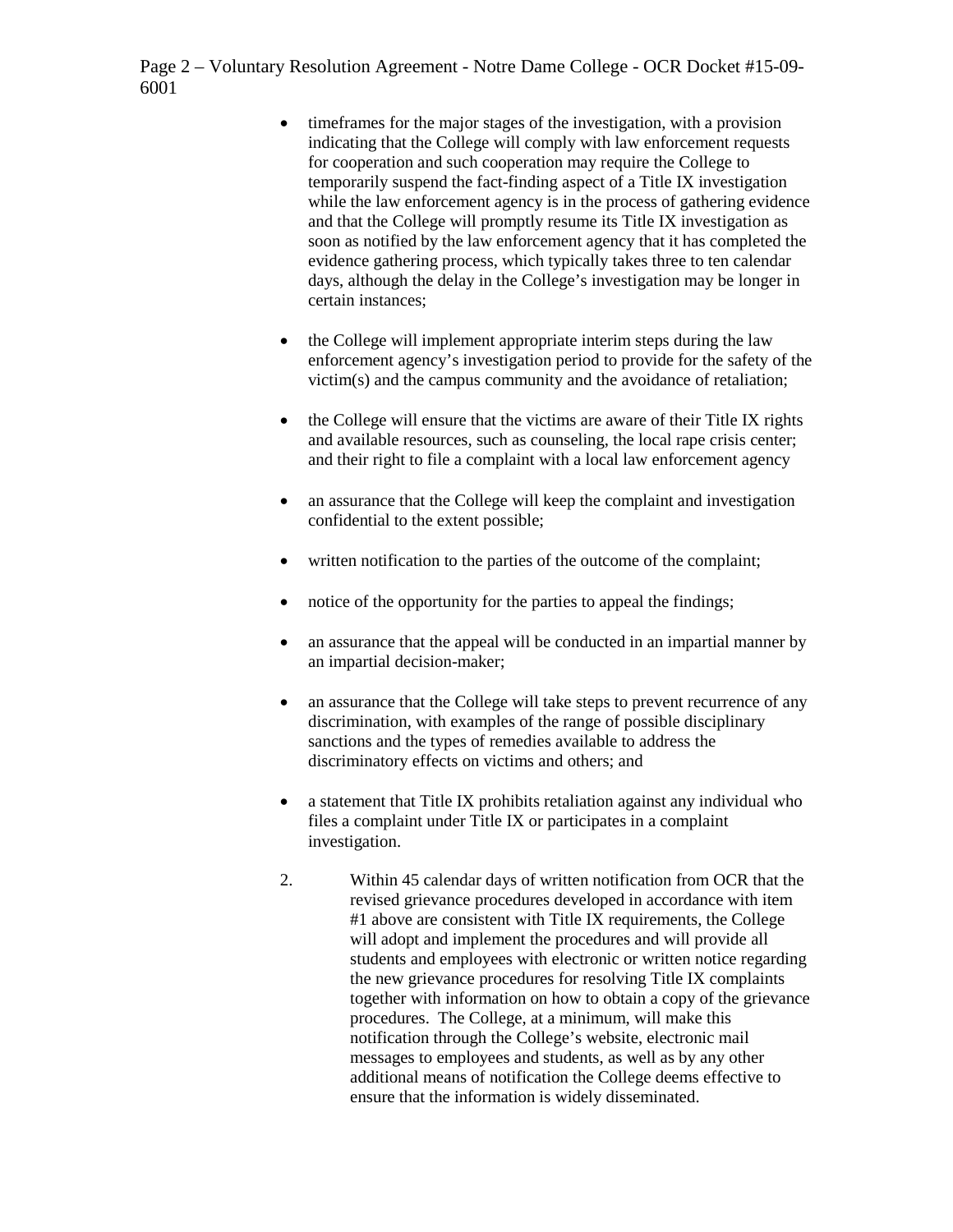- timeframes for the major stages of the investigation, with a provision indicating that the College will comply with law enforcement requests for cooperation and such cooperation may require the College to temporarily suspend the fact-finding aspect of a Title IX investigation while the law enforcement agency is in the process of gathering evidence and that the College will promptly resume its Title IX investigation as soon as notified by the law enforcement agency that it has completed the evidence gathering process, which typically takes three to ten calendar days, although the delay in the College's investigation may be longer in certain instances;

- the College will implement appropriate interim steps during the law enforcement agency's investigation period to provide for the safety of the victim(s) and the campus community and the avoidance of retaliation;

- the College will ensure that the victims are aware of their Title IX rights and available resources, such as counseling, the local rape crisis center; and their right to file a complaint with a local law enforcement agency

- an assurance that the College will keep the complaint and investigation confidential to the extent possible;

- written notification to the parties of the outcome of the complaint;

- notice of the opportunity for the parties to appeal the findings;

- an assurance that the appeal will be conducted in an impartial manner by an impartial decision-maker;

- an assurance that the College will take steps to prevent recurrence of any discrimination, with examples of the range of possible disciplinary sanctions and the types of remedies available to address the discriminatory effects on victims and others; and

- a statement that Title IX prohibits retaliation against any individual who files a complaint under Title IX or participates in a complaint investigation.

2. Within 45 calendar days of written notification from OCR that the revised grievance procedures developed in accordance with item #1 above are consistent with Title IX requirements, the College will adopt and implement the procedures and will provide all students and employees with electronic or written notice regarding the new grievance procedures for resolving Title IX complaints together with information on how to obtain a copy of the grievance procedures. The College, at a minimum, will make this notification through the College's website, electronic mail messages to employees and students, as well as by any other additional means of notification the College deems effective to ensure that the information is widely disseminated.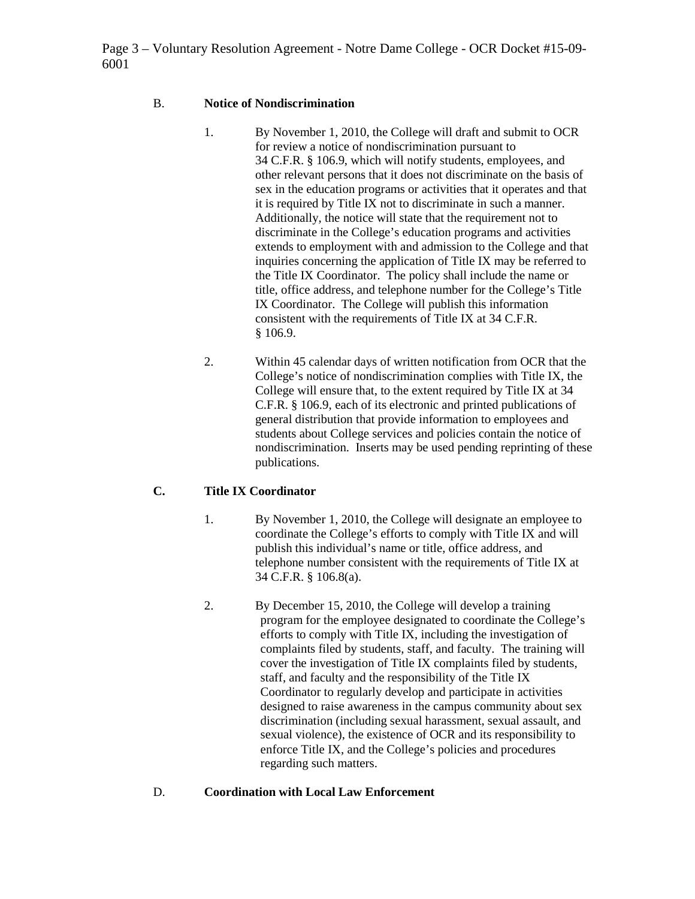B. **Notice of Nondiscrimination**

1. By November 1, 2010, the College will draft and submit to OCR for review a notice of nondiscrimination pursuant to 34 C.F.R. § 106.9, which will notify students, employees, and other relevant persons that it does not discriminate on the basis of sex in the education programs or activities that it operates and that it is required by Title IX not to discriminate in such a manner. Additionally, the notice will state that the requirement not to discriminate in the College's education programs and activities extends to employment with and admission to the College and that inquiries concerning the application of Title IX may be referred to the Title IX Coordinator. The policy shall include the name or title, office address, and telephone number for the College's Title IX Coordinator. The College will publish this information consistent with the requirements of Title IX at 34 C.F.R. § 106.9.

2. Within 45 calendar days of written notification from OCR that the College's notice of nondiscrimination complies with Title IX, the College will ensure that, to the extent required by Title IX at 34 C.F.R. § 106.9, each of its electronic and printed publications of general distribution that provide information to employees and students about College services and policies contain the notice of nondiscrimination. Inserts may be used pending reprinting of these publications.

**C. Title IX Coordinator**

1. By November 1, 2010, the College will designate an employee to coordinate the College's efforts to comply with Title IX and will publish this individual's name or title, office address, and telephone number consistent with the requirements of Title IX at 34 C.F.R. § 106.8(a).

2. By December 15, 2010, the College will develop a training program for the employee designated to coordinate the College's efforts to comply with Title IX, including the investigation of complaints filed by students, staff, and faculty. The training will cover the investigation of Title IX complaints filed by students, staff, and faculty and the responsibility of the Title IX Coordinator to regularly develop and participate in activities designed to raise awareness in the campus community about sex discrimination (including sexual harassment, sexual assault, and sexual violence), the existence of OCR and its responsibility to enforce Title IX, and the College's policies and procedures regarding such matters.

D. **Coordination with Local Law Enforcement**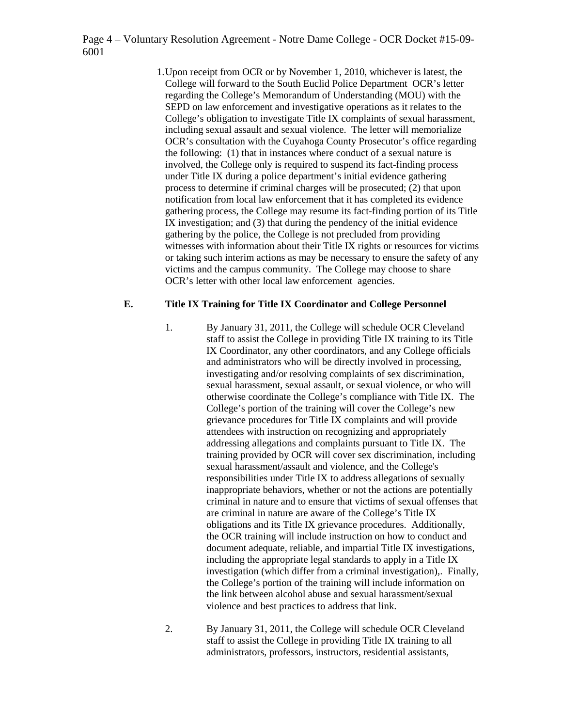1. Upon receipt from OCR or by November 1, 2010, whichever is latest, the College will forward to the South Euclid Police Department OCR's letter regarding the College's Memorandum of Understanding (MOU) with the SEPD on law enforcement and investigative operations as it relates to the College's obligation to investigate Title IX complaints of sexual harassment, including sexual assault and sexual violence. The letter will memorialize OCR's consultation with the Cuyahoga County Prosecutor's office regarding the following: (1) that in instances where conduct of a sexual nature is involved, the College only is required to suspend its fact-finding process under Title IX during a police department's initial evidence gathering process to determine if criminal charges will be prosecuted; (2) that upon notification from local law enforcement that it has completed its evidence gathering process, the College may resume its fact-finding portion of its Title IX investigation; and (3) that during the pendency of the initial evidence gathering by the police, the College is not precluded from providing witnesses with information about their Title IX rights or resources for victims or taking such interim actions as may be necessary to ensure the safety of any victims and the campus community. The College may choose to share OCR's letter with other local law enforcement agencies.

### E. Title IX Training for Title IX Coordinator and College Personnel

1. By January 31, 2011, the College will schedule OCR Cleveland staff to assist the College in providing Title IX training to its Title IX Coordinator, any other coordinators, and any College officials and administrators who will be directly involved in processing, investigating and/or resolving complaints of sex discrimination, sexual harassment, sexual assault, or sexual violence, or who will otherwise coordinate the College's compliance with Title IX. The College's portion of the training will cover the College's new grievance procedures for Title IX complaints and will provide attendees with instruction on recognizing and appropriately addressing allegations and complaints pursuant to Title IX. The training provided by OCR will cover sex discrimination, including sexual harassment/assault and violence, and the College's responsibilities under Title IX to address allegations of sexually inappropriate behaviors, whether or not the actions are potentially criminal in nature and to ensure that victims of sexual offenses that are criminal in nature are aware of the College's Title IX obligations and its Title IX grievance procedures. Additionally, the OCR training will include instruction on how to conduct and document adequate, reliable, and impartial Title IX investigations, including the appropriate legal standards to apply in a Title IX investigation (which differ from a criminal investigation),. Finally, the College's portion of the training will include information on the link between alcohol abuse and sexual harassment/sexual violence and best practices to address that link.

2. By January 31, 2011, the College will schedule OCR Cleveland staff to assist the College in providing Title IX training to all administrators, professors, instructors, residential assistants,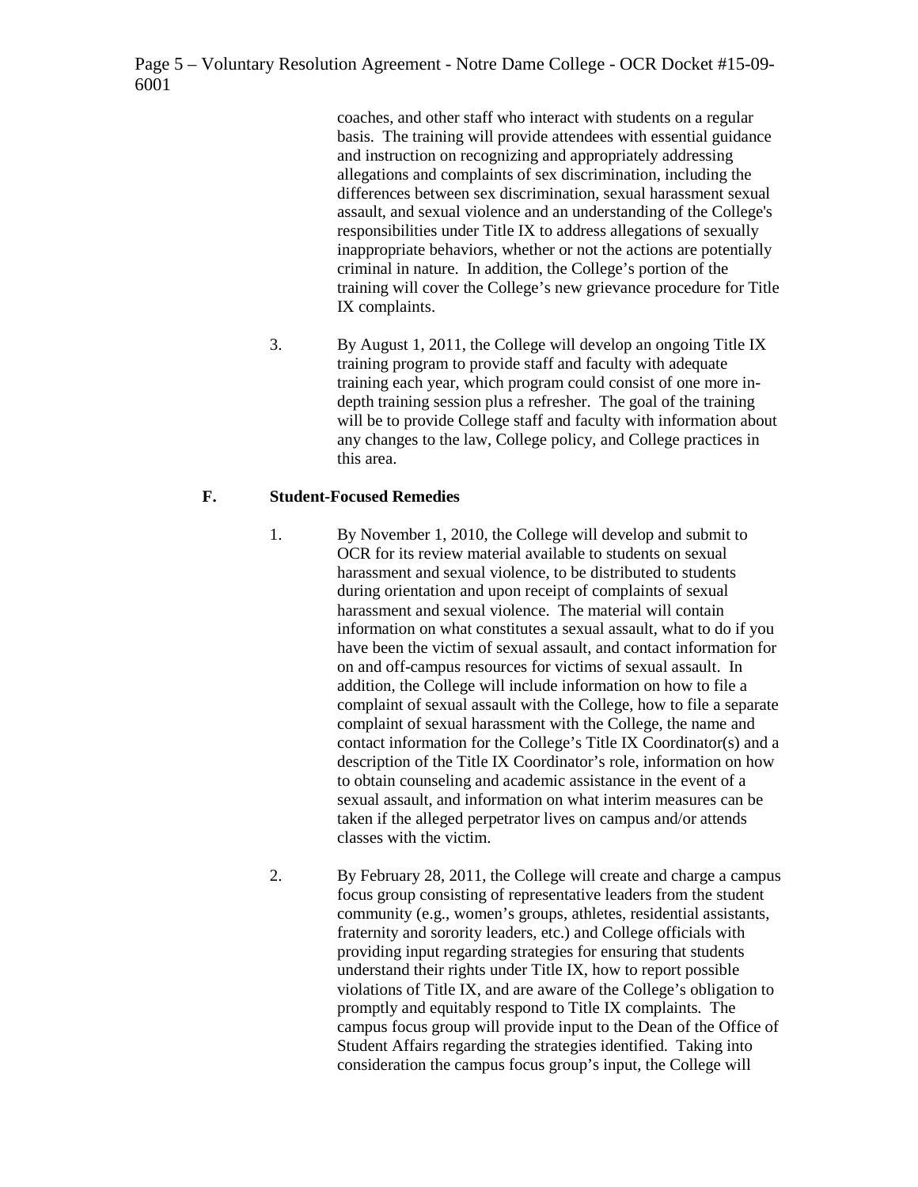coaches, and other staff who interact with students on a regular basis. The training will provide attendees with essential guidance and instruction on recognizing and appropriately addressing allegations and complaints of sex discrimination, including the differences between sex discrimination, sexual harassment sexual assault, and sexual violence and an understanding of the College's responsibilities under Title IX to address allegations of sexually inappropriate behaviors, whether or not the actions are potentially criminal in nature. In addition, the College's portion of the training will cover the College's new grievance procedure for Title IX complaints.

3. By August 1, 2011, the College will develop an ongoing Title IX training program to provide staff and faculty with adequate training each year, which program could consist of one more in-depth training session plus a refresher. The goal of the training will be to provide College staff and faculty with information about any changes to the law, College policy, and College practices in this area.

**F. Student-Focused Remedies**

1. By November 1, 2010, the College will develop and submit to OCR for its review material available to students on sexual harassment and sexual violence, to be distributed to students during orientation and upon receipt of complaints of sexual harassment and sexual violence. The material will contain information on what constitutes a sexual assault, what to do if you have been the victim of sexual assault, and contact information for on and off-campus resources for victims of sexual assault. In addition, the College will include information on how to file a complaint of sexual assault with the College, how to file a separate complaint of sexual harassment with the College, the name and contact information for the College's Title IX Coordinator(s) and a description of the Title IX Coordinator's role, information on how to obtain counseling and academic assistance in the event of a sexual assault, and information on what interim measures can be taken if the alleged perpetrator lives on campus and/or attends classes with the victim.

2. By February 28, 2011, the College will create and charge a campus focus group consisting of representative leaders from the student community (e.g., women's groups, athletes, residential assistants, fraternity and sorority leaders, etc.) and College officials with providing input regarding strategies for ensuring that students understand their rights under Title IX, how to report possible violations of Title IX, and are aware of the College's obligation to promptly and equitably respond to Title IX complaints. The campus focus group will provide input to the Dean of the Office of Student Affairs regarding the strategies identified. Taking into consideration the campus focus group's input, the College will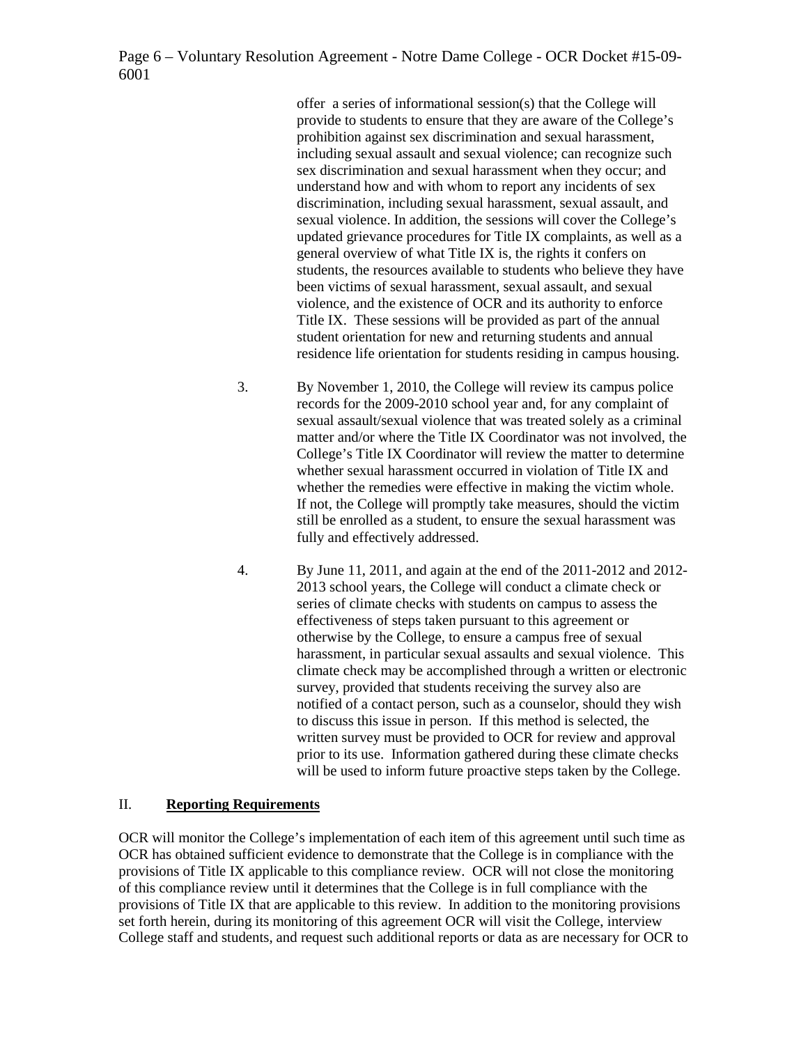offer a series of informational session(s) that the College will provide to students to ensure that they are aware of the College's prohibition against sex discrimination and sexual harassment, including sexual assault and sexual violence; can recognize such sex discrimination and sexual harassment when they occur; and understand how and with whom to report any incidents of sex discrimination, including sexual harassment, sexual assault, and sexual violence. In addition, the sessions will cover the College's updated grievance procedures for Title IX complaints, as well as a general overview of what Title IX is, the rights it confers on students, the resources available to students who believe they have been victims of sexual harassment, sexual assault, and sexual violence, and the existence of OCR and its authority to enforce Title IX. These sessions will be provided as part of the annual student orientation for new and returning students and annual residence life orientation for students residing in campus housing.

3. By November 1, 2010, the College will review its campus police records for the 2009-2010 school year and, for any complaint of sexual assault/sexual violence that was treated solely as a criminal matter and/or where the Title IX Coordinator was not involved, the College's Title IX Coordinator will review the matter to determine whether sexual harassment occurred in violation of Title IX and whether the remedies were effective in making the victim whole. If not, the College will promptly take measures, should the victim still be enrolled as a student, to ensure the sexual harassment was fully and effectively addressed.

4. By June 11, 2011, and again at the end of the 2011-2012 and 2012-2013 school years, the College will conduct a climate check or series of climate checks with students on campus to assess the effectiveness of steps taken pursuant to this agreement or otherwise by the College, to ensure a campus free of sexual harassment, in particular sexual assaults and sexual violence. This climate check may be accomplished through a written or electronic survey, provided that students receiving the survey also are notified of a contact person, such as a counselor, should they wish to discuss this issue in person. If this method is selected, the written survey must be provided to OCR for review and approval prior to its use. Information gathered during these climate checks will be used to inform future proactive steps taken by the College.

## II. **Reporting Requirements**

OCR will monitor the College's implementation of each item of this agreement until such time as OCR has obtained sufficient evidence to demonstrate that the College is in compliance with the provisions of Title IX applicable to this compliance review. OCR will not close the monitoring of this compliance review until it determines that the College is in full compliance with the provisions of Title IX that are applicable to this review. In addition to the monitoring provisions set forth herein, during its monitoring of this agreement OCR will visit the College, interview College staff and students, and request such additional reports or data as are necessary for OCR to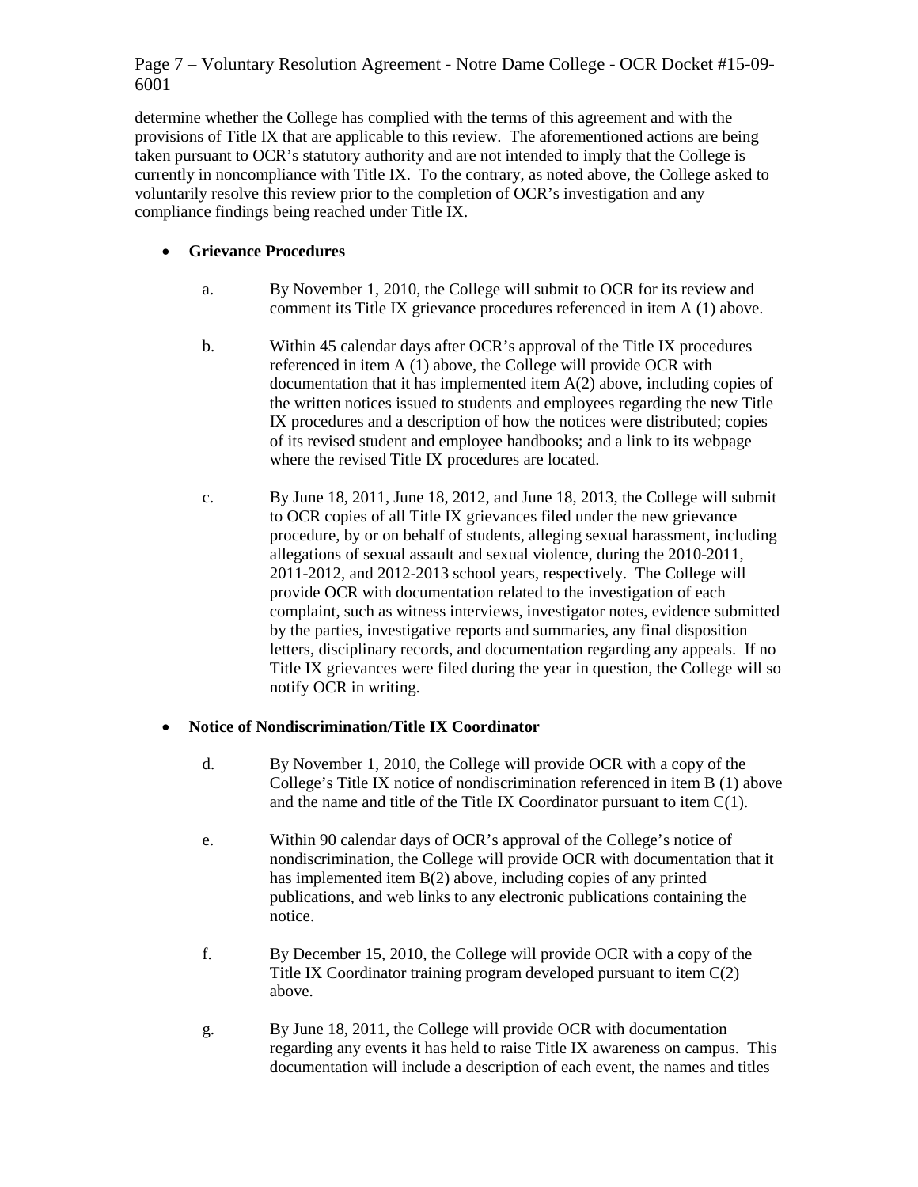determine whether the College has complied with the terms of this agreement and with the provisions of Title IX that are applicable to this review. The aforementioned actions are being taken pursuant to OCR's statutory authority and are not intended to imply that the College is currently in noncompliance with Title IX. To the contrary, as noted above, the College asked to voluntarily resolve this review prior to the completion of OCR's investigation and any compliance findings being reached under Title IX.

- **Grievance Procedures**

  a. By November 1, 2010, the College will submit to OCR for its review and comment its Title IX grievance procedures referenced in item A (1) above.

  b. Within 45 calendar days after OCR's approval of the Title IX procedures referenced in item A (1) above, the College will provide OCR with documentation that it has implemented item A(2) above, including copies of the written notices issued to students and employees regarding the new Title IX procedures and a description of how the notices were distributed; copies of its revised student and employee handbooks; and a link to its webpage where the revised Title IX procedures are located.

  c. By June 18, 2011, June 18, 2012, and June 18, 2013, the College will submit to OCR copies of all Title IX grievances filed under the new grievance procedure, by or on behalf of students, alleging sexual harassment, including allegations of sexual assault and sexual violence, during the 2010-2011, 2011-2012, and 2012-2013 school years, respectively. The College will provide OCR with documentation related to the investigation of each complaint, such as witness interviews, investigator notes, evidence submitted by the parties, investigative reports and summaries, any final disposition letters, disciplinary records, and documentation regarding any appeals. If no Title IX grievances were filed during the year in question, the College will so notify OCR in writing.

- **Notice of Nondiscrimination/Title IX Coordinator**

  d. By November 1, 2010, the College will provide OCR with a copy of the College's Title IX notice of nondiscrimination referenced in item B (1) above and the name and title of the Title IX Coordinator pursuant to item C(1).

  e. Within 90 calendar days of OCR's approval of the College's notice of nondiscrimination, the College will provide OCR with documentation that it has implemented item B(2) above, including copies of any printed publications, and web links to any electronic publications containing the notice.

  f. By December 15, 2010, the College will provide OCR with a copy of the Title IX Coordinator training program developed pursuant to item C(2) above.

  g. By June 18, 2011, the College will provide OCR with documentation regarding any events it has held to raise Title IX awareness on campus. This documentation will include a description of each event, the names and titles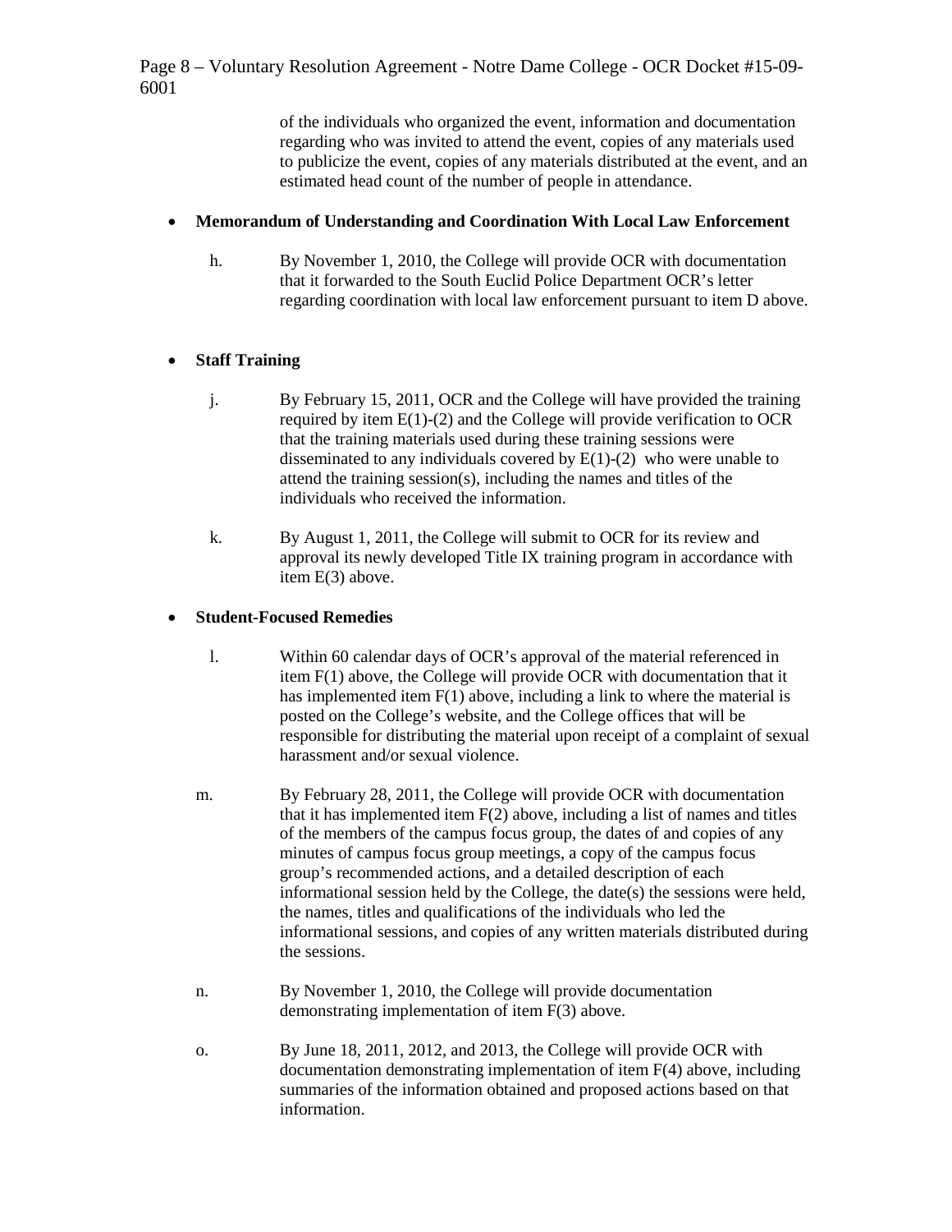of the individuals who organized the event, information and documentation regarding who was invited to attend the event, copies of any materials used to publicize the event, copies of any materials distributed at the event, and an estimated head count of the number of people in attendance.

- **Memorandum of Understanding and Coordination With Local Law Enforcement**

  h. By November 1, 2010, the College will provide OCR with documentation that it forwarded to the South Euclid Police Department OCR's letter regarding coordination with local law enforcement pursuant to item D above.

- **Staff Training**

  j. By February 15, 2011, OCR and the College will have provided the training required by item E(1)-(2) and the College will provide verification to OCR that the training materials used during these training sessions were disseminated to any individuals covered by E(1)-(2) who were unable to attend the training session(s), including the names and titles of the individuals who received the information.

  k. By August 1, 2011, the College will submit to OCR for its review and approval its newly developed Title IX training program in accordance with item E(3) above.

- **Student-Focused Remedies**

  l. Within 60 calendar days of OCR's approval of the material referenced in item F(1) above, the College will provide OCR with documentation that it has implemented item F(1) above, including a link to where the material is posted on the College's website, and the College offices that will be responsible for distributing the material upon receipt of a complaint of sexual harassment and/or sexual violence.

  m. By February 28, 2011, the College will provide OCR with documentation that it has implemented item F(2) above, including a list of names and titles of the members of the campus focus group, the dates of and copies of any minutes of campus focus group meetings, a copy of the campus focus group's recommended actions, and a detailed description of each informational session held by the College, the date(s) the sessions were held, the names, titles and qualifications of the individuals who led the informational sessions, and copies of any written materials distributed during the sessions.

  n. By November 1, 2010, the College will provide documentation demonstrating implementation of item F(3) above.

  o. By June 18, 2011, 2012, and 2013, the College will provide OCR with documentation demonstrating implementation of item F(4) above, including summaries of the information obtained and proposed actions based on that information.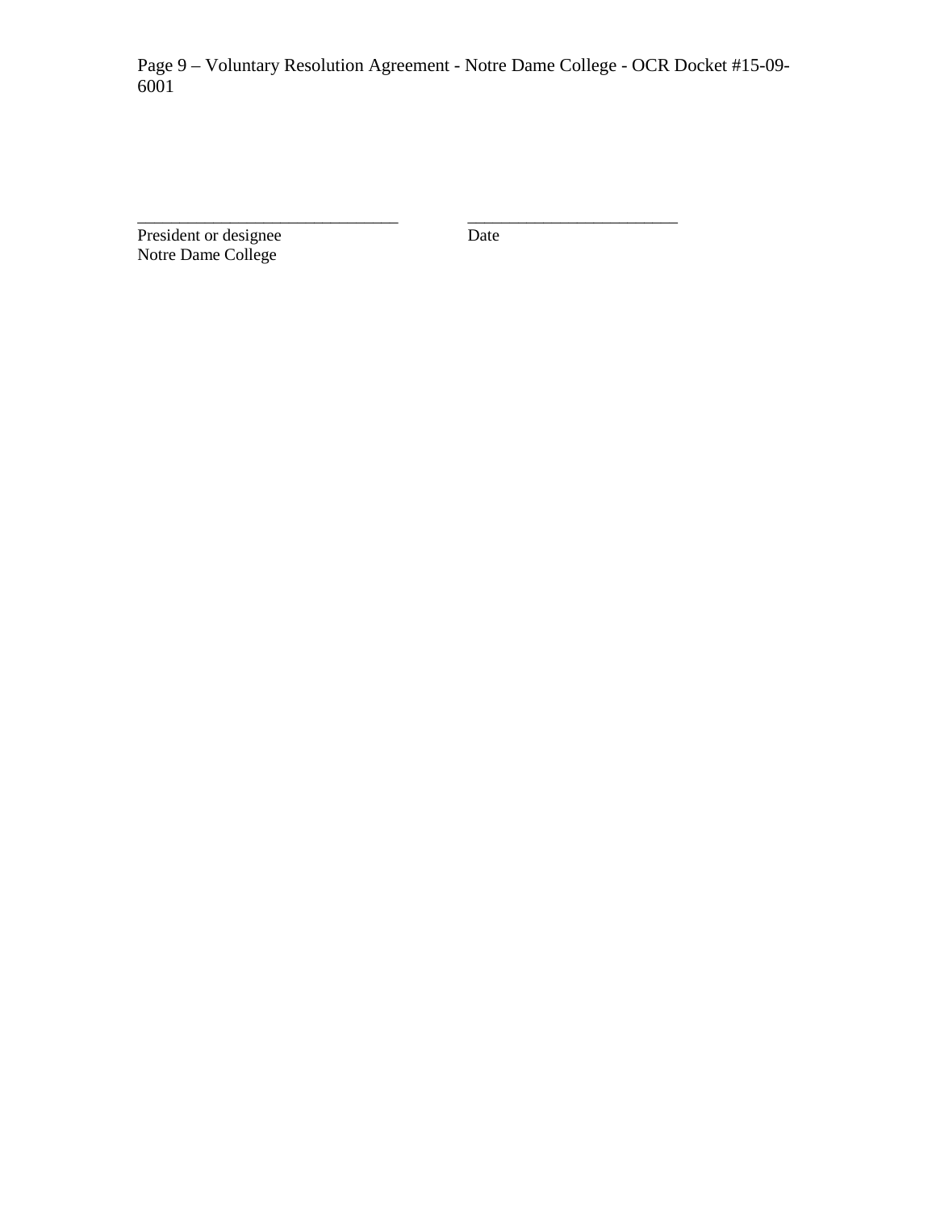______________________________ ________________________

President or designee Date
Notre Dame College